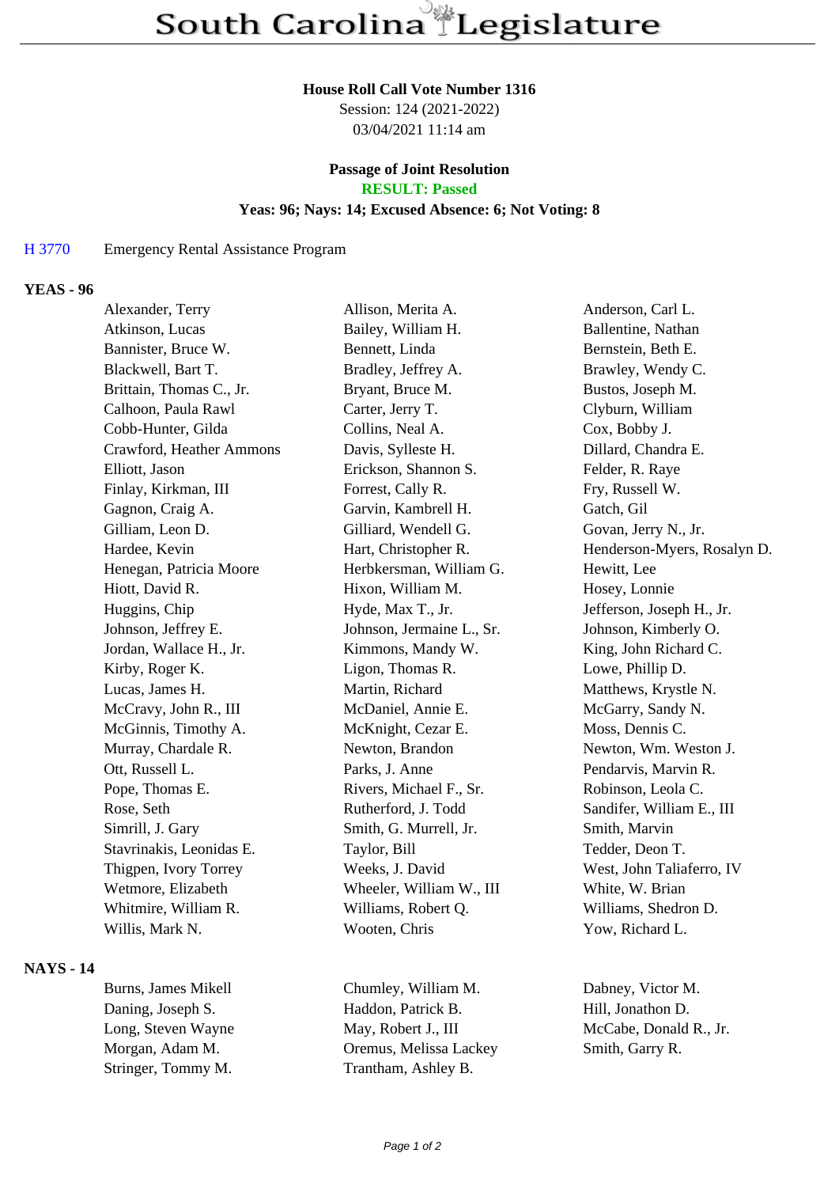# South Carolina Legislature

**House Roll Call Vote Number 1316**
Session: 124 (2021-2022)
03/04/2021 11:14 am

**Passage of Joint Resolution**
**RESULT: Passed**
**Yeas: 96; Nays: 14; Excused Absence: 6; Not Voting: 8**

H 3770 Emergency Rental Assistance Program

## YEAS - 96

| | | |
|---|---|---|
| Alexander, Terry | Allison, Merita A. | Anderson, Carl L. |
| Atkinson, Lucas | Bailey, William H. | Ballentine, Nathan |
| Bannister, Bruce W. | Bennett, Linda | Bernstein, Beth E. |
| Blackwell, Bart T. | Bradley, Jeffrey A. | Brawley, Wendy C. |
| Brittain, Thomas C., Jr. | Bryant, Bruce M. | Bustos, Joseph M. |
| Calhoon, Paula Rawl | Carter, Jerry T. | Clyburn, William |
| Cobb-Hunter, Gilda | Collins, Neal A. | Cox, Bobby J. |
| Crawford, Heather Ammons | Davis, Sylleste H. | Dillard, Chandra E. |
| Elliott, Jason | Erickson, Shannon S. | Felder, R. Raye |
| Finlay, Kirkman, III | Forrest, Cally R. | Fry, Russell W. |
| Gagnon, Craig A. | Garvin, Kambrell H. | Gatch, Gil |
| Gilliam, Leon D. | Gilliard, Wendell G. | Govan, Jerry N., Jr. |
| Hardee, Kevin | Hart, Christopher R. | Henderson-Myers, Rosalyn D. |
| Henegan, Patricia Moore | Herbkersman, William G. | Hewitt, Lee |
| Hiott, David R. | Hixon, William M. | Hosey, Lonnie |
| Huggins, Chip | Hyde, Max T., Jr. | Jefferson, Joseph H., Jr. |
| Johnson, Jeffrey E. | Johnson, Jermaine L., Sr. | Johnson, Kimberly O. |
| Jordan, Wallace H., Jr. | Kimmons, Mandy W. | King, John Richard C. |
| Kirby, Roger K. | Ligon, Thomas R. | Lowe, Phillip D. |
| Lucas, James H. | Martin, Richard | Matthews, Krystle N. |
| McCravy, John R., III | McDaniel, Annie E. | McGarry, Sandy N. |
| McGinnis, Timothy A. | McKnight, Cezar E. | Moss, Dennis C. |
| Murray, Chardale R. | Newton, Brandon | Newton, Wm. Weston J. |
| Ott, Russell L. | Parks, J. Anne | Pendarvis, Marvin R. |
| Pope, Thomas E. | Rivers, Michael F., Sr. | Robinson, Leola C. |
| Rose, Seth | Rutherford, J. Todd | Sandifer, William E., III |
| Simrill, J. Gary | Smith, G. Murrell, Jr. | Smith, Marvin |
| Stavrinakis, Leonidas E. | Taylor, Bill | Tedder, Deon T. |
| Thigpen, Ivory Torrey | Weeks, J. David | West, John Taliaferro, IV |
| Wetmore, Elizabeth | Wheeler, William W., III | White, W. Brian |
| Whitmire, William R. | Williams, Robert Q. | Williams, Shedron D. |
| Willis, Mark N. | Wooten, Chris | Yow, Richard L. |

## NAYS - 14

| | | |
|---|---|---|
| Burns, James Mikell | Chumley, William M. | Dabney, Victor M. |
| Daning, Joseph S. | Haddon, Patrick B. | Hill, Jonathon D. |
| Long, Steven Wayne | May, Robert J., III | McCabe, Donald R., Jr. |
| Morgan, Adam M. | Oremus, Melissa Lackey | Smith, Garry R. |
| Stringer, Tommy M. | Trantham, Ashley B. | |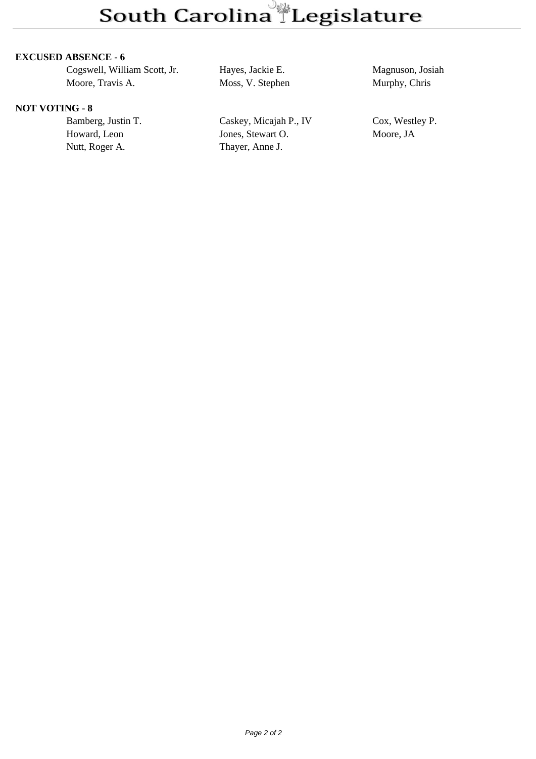**EXCUSED ABSENCE - 6**

| | | |
|---|---|---|
| Cogswell, William Scott, Jr. | Hayes, Jackie E. | Magnuson, Josiah |
| Moore, Travis A. | Moss, V. Stephen | Murphy, Chris |

**NOT VOTING - 8**

| | | |
|---|---|---|
| Bamberg, Justin T. | Caskey, Micajah P., IV | Cox, Westley P. |
| Howard, Leon | Jones, Stewart O. | Moore, JA |
| Nutt, Roger A. | Thayer, Anne J. | |